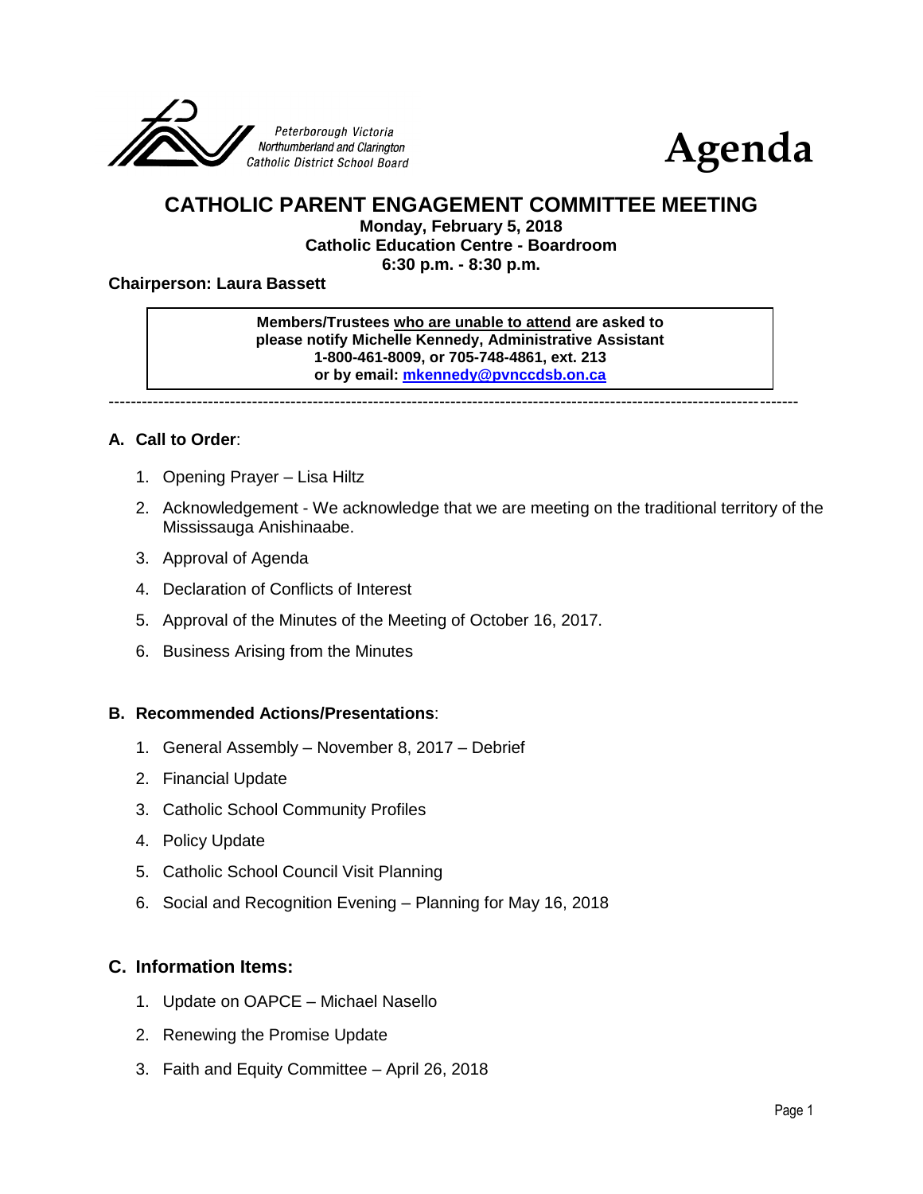Peterborough Victoria Northumberland and Clarington Catholic District School Board

# Agenda

## CATHOLIC PARENT ENGAGEMENT COMMITTEE MEETING

**Monday, February 5, 2018**
**Catholic Education Centre - Boardroom**
**6:30 p.m. - 8:30 p.m.**

**Chairperson: Laura Bassett**

> **Members/Trustees who are unable to attend are asked to please notify Michelle Kennedy, Administrative Assistant 1-800-461-8009, or 705-748-4861, ext. 213 or by email: mkennedy@pvnccdsb.on.ca**

---

### A. Call to Order:

1. Opening Prayer – Lisa Hiltz
2. Acknowledgement - We acknowledge that we are meeting on the traditional territory of the Mississauga Anishinaabe.
3. Approval of Agenda
4. Declaration of Conflicts of Interest
5. Approval of the Minutes of the Meeting of October 16, 2017.
6. Business Arising from the Minutes

### B. Recommended Actions/Presentations:

1. General Assembly – November 8, 2017 – Debrief
2. Financial Update
3. Catholic School Community Profiles
4. Policy Update
5. Catholic School Council Visit Planning
6. Social and Recognition Evening – Planning for May 16, 2018

### C. Information Items:

1. Update on OAPCE – Michael Nasello
2. Renewing the Promise Update
3. Faith and Equity Committee – April 26, 2018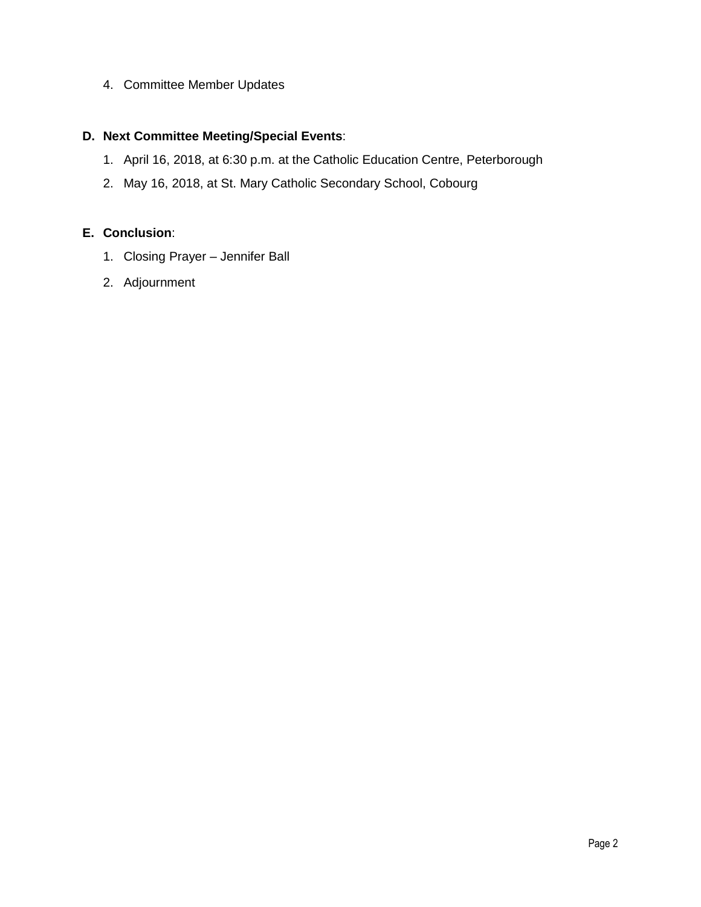4. Committee Member Updates

**D. Next Committee Meeting/Special Events**:

1. April 16, 2018, at 6:30 p.m. at the Catholic Education Centre, Peterborough
2. May 16, 2018, at St. Mary Catholic Secondary School, Cobourg

**E. Conclusion**:

1. Closing Prayer – Jennifer Ball
2. Adjournment